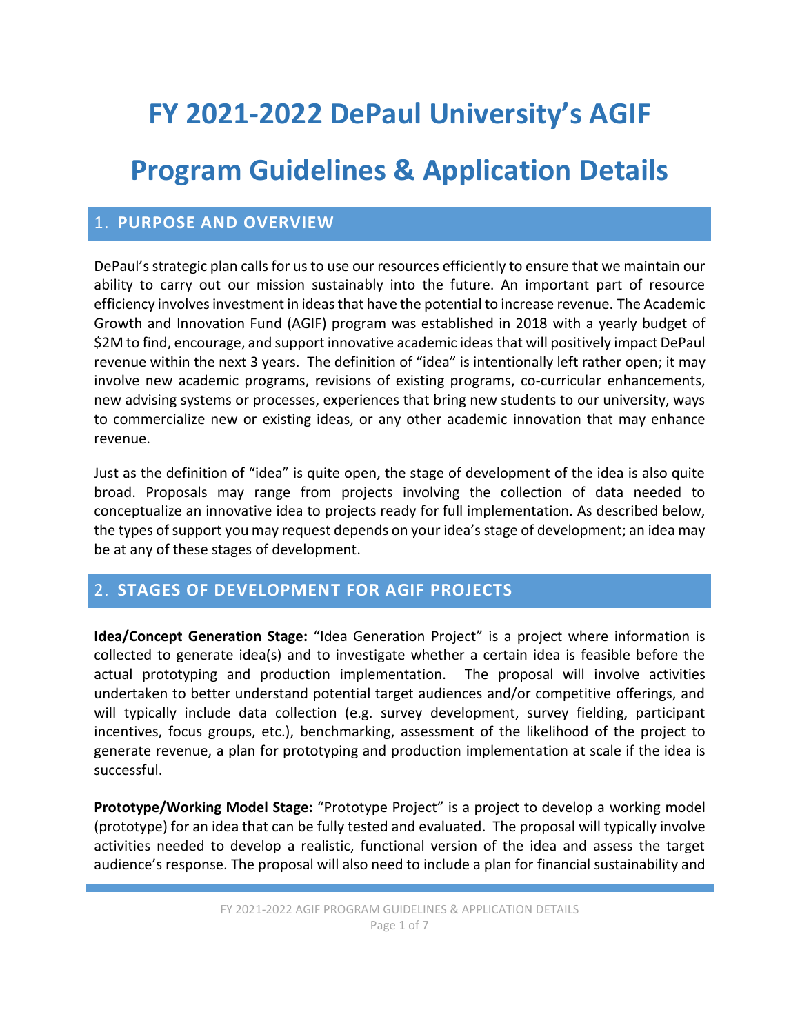# FY 2021-2022 DePaul University's AGIF

# Program Guidelines & Application Details

## 1. PURPOSE AND OVERVIEW

DePaul's strategic plan calls for us to use our resources efficiently to ensure that we maintain our ability to carry out our mission sustainably into the future. An important part of resource efficiency involves investment in ideas that have the potential to increase revenue. The Academic Growth and Innovation Fund (AGIF) program was established in 2018 with a yearly budget of $2M to find, encourage, and support innovative academic ideas that will positively impact DePaul revenue within the next 3 years. The definition of "idea" is intentionally left rather open; it may involve new academic programs, revisions of existing programs, co-curricular enhancements, new advising systems or processes, experiences that bring new students to our university, ways to commercialize new or existing ideas, or any other academic innovation that may enhance revenue.

Just as the definition of "idea" is quite open, the stage of development of the idea is also quite broad. Proposals may range from projects involving the collection of data needed to conceptualize an innovative idea to projects ready for full implementation. As described below, the types of support you may request depends on your idea's stage of development; an idea may be at any of these stages of development.

## 2. STAGES OF DEVELOPMENT FOR AGIF PROJECTS

**Idea/Concept Generation Stage:** "Idea Generation Project" is a project where information is collected to generate idea(s) and to investigate whether a certain idea is feasible before the actual prototyping and production implementation. The proposal will involve activities undertaken to better understand potential target audiences and/or competitive offerings, and will typically include data collection (e.g. survey development, survey fielding, participant incentives, focus groups, etc.), benchmarking, assessment of the likelihood of the project to generate revenue, a plan for prototyping and production implementation at scale if the idea is successful.

**Prototype/Working Model Stage:** "Prototype Project" is a project to develop a working model (prototype) for an idea that can be fully tested and evaluated. The proposal will typically involve activities needed to develop a realistic, functional version of the idea and assess the target audience's response. The proposal will also need to include a plan for financial sustainability and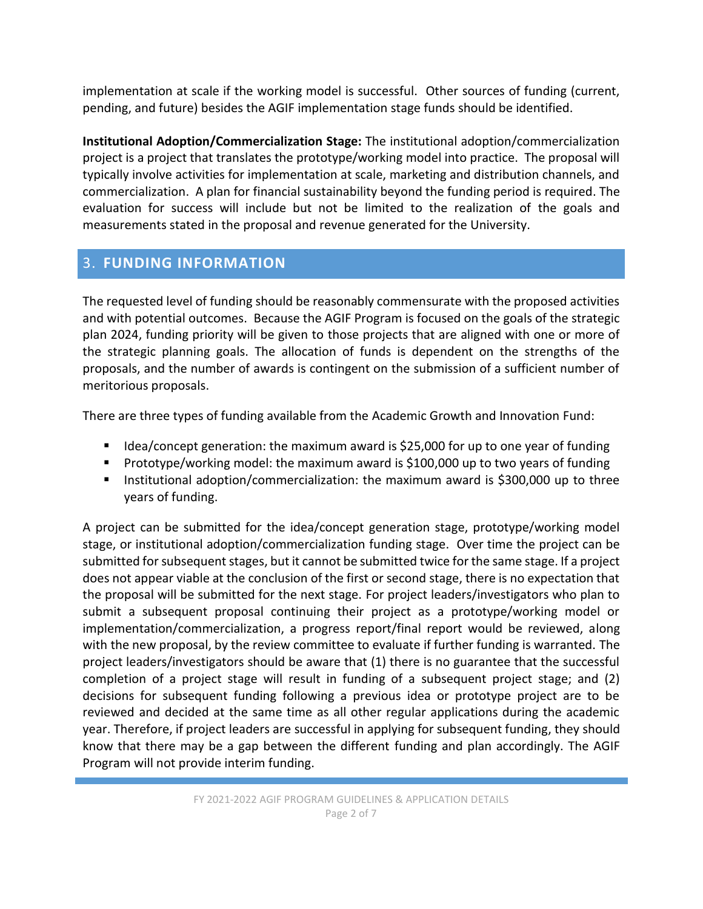implementation at scale if the working model is successful. Other sources of funding (current, pending, and future) besides the AGIF implementation stage funds should be identified.

**Institutional Adoption/Commercialization Stage:** The institutional adoption/commercialization project is a project that translates the prototype/working model into practice. The proposal will typically involve activities for implementation at scale, marketing and distribution channels, and commercialization. A plan for financial sustainability beyond the funding period is required. The evaluation for success will include but not be limited to the realization of the goals and measurements stated in the proposal and revenue generated for the University.

## 3. FUNDING INFORMATION

The requested level of funding should be reasonably commensurate with the proposed activities and with potential outcomes. Because the AGIF Program is focused on the goals of the strategic plan 2024, funding priority will be given to those projects that are aligned with one or more of the strategic planning goals. The allocation of funds is dependent on the strengths of the proposals, and the number of awards is contingent on the submission of a sufficient number of meritorious proposals.

There are three types of funding available from the Academic Growth and Innovation Fund:

- Idea/concept generation: the maximum award is $25,000 for up to one year of funding
- Prototype/working model: the maximum award is $100,000 up to two years of funding
- Institutional adoption/commercialization: the maximum award is $300,000 up to three years of funding.

A project can be submitted for the idea/concept generation stage, prototype/working model stage, or institutional adoption/commercialization funding stage. Over time the project can be submitted for subsequent stages, but it cannot be submitted twice for the same stage. If a project does not appear viable at the conclusion of the first or second stage, there is no expectation that the proposal will be submitted for the next stage. For project leaders/investigators who plan to submit a subsequent proposal continuing their project as a prototype/working model or implementation/commercialization, a progress report/final report would be reviewed, along with the new proposal, by the review committee to evaluate if further funding is warranted. The project leaders/investigators should be aware that (1) there is no guarantee that the successful completion of a project stage will result in funding of a subsequent project stage; and (2) decisions for subsequent funding following a previous idea or prototype project are to be reviewed and decided at the same time as all other regular applications during the academic year. Therefore, if project leaders are successful in applying for subsequent funding, they should know that there may be a gap between the different funding and plan accordingly. The AGIF Program will not provide interim funding.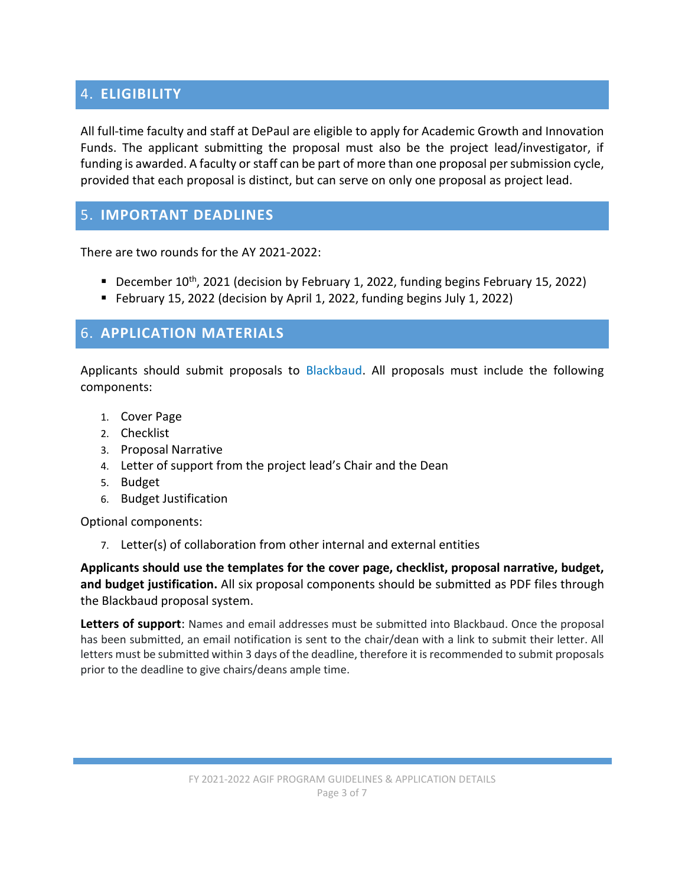## 4. ELIGIBILITY

All full-time faculty and staff at DePaul are eligible to apply for Academic Growth and Innovation Funds. The applicant submitting the proposal must also be the project lead/investigator, if funding is awarded. A faculty or staff can be part of more than one proposal per submission cycle, provided that each proposal is distinct, but can serve on only one proposal as project lead.

## 5. IMPORTANT DEADLINES

There are two rounds for the AY 2021-2022:

- December 10th, 2021 (decision by February 1, 2022, funding begins February 15, 2022)
- February 15, 2022 (decision by April 1, 2022, funding begins July 1, 2022)

## 6. APPLICATION MATERIALS

Applicants should submit proposals to Blackbaud. All proposals must include the following components:

1. Cover Page
2. Checklist
3. Proposal Narrative
4. Letter of support from the project lead's Chair and the Dean
5. Budget
6. Budget Justification

Optional components:

7. Letter(s) of collaboration from other internal and external entities

**Applicants should use the templates for the cover page, checklist, proposal narrative, budget, and budget justification.** All six proposal components should be submitted as PDF files through the Blackbaud proposal system.

**Letters of support**: Names and email addresses must be submitted into Blackbaud. Once the proposal has been submitted, an email notification is sent to the chair/dean with a link to submit their letter. All letters must be submitted within 3 days of the deadline, therefore it is recommended to submit proposals prior to the deadline to give chairs/deans ample time.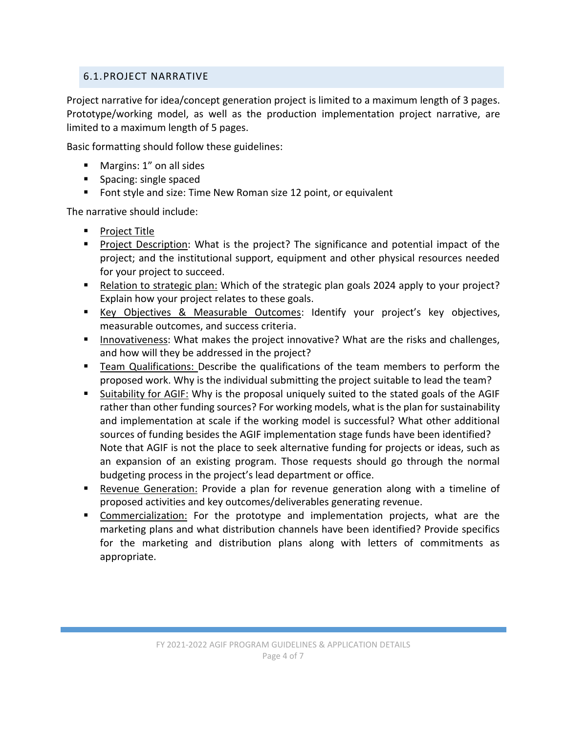## 6.1. PROJECT NARRATIVE

Project narrative for idea/concept generation project is limited to a maximum length of 3 pages. Prototype/working model, as well as the production implementation project narrative, are limited to a maximum length of 5 pages.

Basic formatting should follow these guidelines:

- Margins: 1" on all sides
- Spacing: single spaced
- Font style and size: Time New Roman size 12 point, or equivalent

The narrative should include:

- Project Title
- Project Description: What is the project? The significance and potential impact of the project; and the institutional support, equipment and other physical resources needed for your project to succeed.
- Relation to strategic plan: Which of the strategic plan goals 2024 apply to your project? Explain how your project relates to these goals.
- Key Objectives & Measurable Outcomes: Identify your project's key objectives, measurable outcomes, and success criteria.
- Innovativeness: What makes the project innovative? What are the risks and challenges, and how will they be addressed in the project?
- Team Qualifications: Describe the qualifications of the team members to perform the proposed work. Why is the individual submitting the project suitable to lead the team?
- Suitability for AGIF: Why is the proposal uniquely suited to the stated goals of the AGIF rather than other funding sources? For working models, what is the plan for sustainability and implementation at scale if the working model is successful? What other additional sources of funding besides the AGIF implementation stage funds have been identified? Note that AGIF is not the place to seek alternative funding for projects or ideas, such as an expansion of an existing program. Those requests should go through the normal budgeting process in the project's lead department or office.
- Revenue Generation: Provide a plan for revenue generation along with a timeline of proposed activities and key outcomes/deliverables generating revenue.
- Commercialization: For the prototype and implementation projects, what are the marketing plans and what distribution channels have been identified? Provide specifics for the marketing and distribution plans along with letters of commitments as appropriate.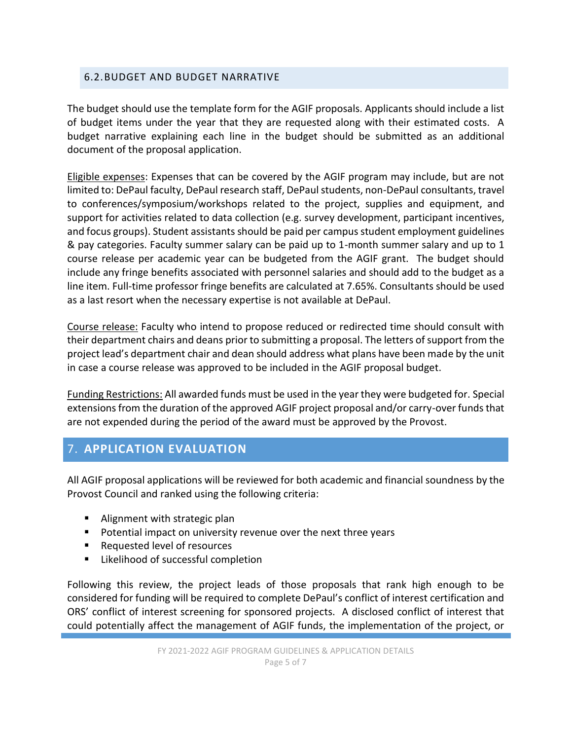### 6.2. BUDGET AND BUDGET NARRATIVE

The budget should use the template form for the AGIF proposals. Applicants should include a list of budget items under the year that they are requested along with their estimated costs. A budget narrative explaining each line in the budget should be submitted as an additional document of the proposal application.

Eligible expenses: Expenses that can be covered by the AGIF program may include, but are not limited to: DePaul faculty, DePaul research staff, DePaul students, non-DePaul consultants, travel to conferences/symposium/workshops related to the project, supplies and equipment, and support for activities related to data collection (e.g. survey development, participant incentives, and focus groups). Student assistants should be paid per campus student employment guidelines & pay categories. Faculty summer salary can be paid up to 1-month summer salary and up to 1 course release per academic year can be budgeted from the AGIF grant. The budget should include any fringe benefits associated with personnel salaries and should add to the budget as a line item. Full-time professor fringe benefits are calculated at 7.65%. Consultants should be used as a last resort when the necessary expertise is not available at DePaul.

Course release: Faculty who intend to propose reduced or redirected time should consult with their department chairs and deans prior to submitting a proposal. The letters of support from the project lead's department chair and dean should address what plans have been made by the unit in case a course release was approved to be included in the AGIF proposal budget.

Funding Restrictions: All awarded funds must be used in the year they were budgeted for. Special extensions from the duration of the approved AGIF project proposal and/or carry-over funds that are not expended during the period of the award must be approved by the Provost.

## 7. APPLICATION EVALUATION

All AGIF proposal applications will be reviewed for both academic and financial soundness by the Provost Council and ranked using the following criteria:

- Alignment with strategic plan
- Potential impact on university revenue over the next three years
- Requested level of resources
- Likelihood of successful completion

Following this review, the project leads of those proposals that rank high enough to be considered for funding will be required to complete DePaul's conflict of interest certification and ORS' conflict of interest screening for sponsored projects. A disclosed conflict of interest that could potentially affect the management of AGIF funds, the implementation of the project, or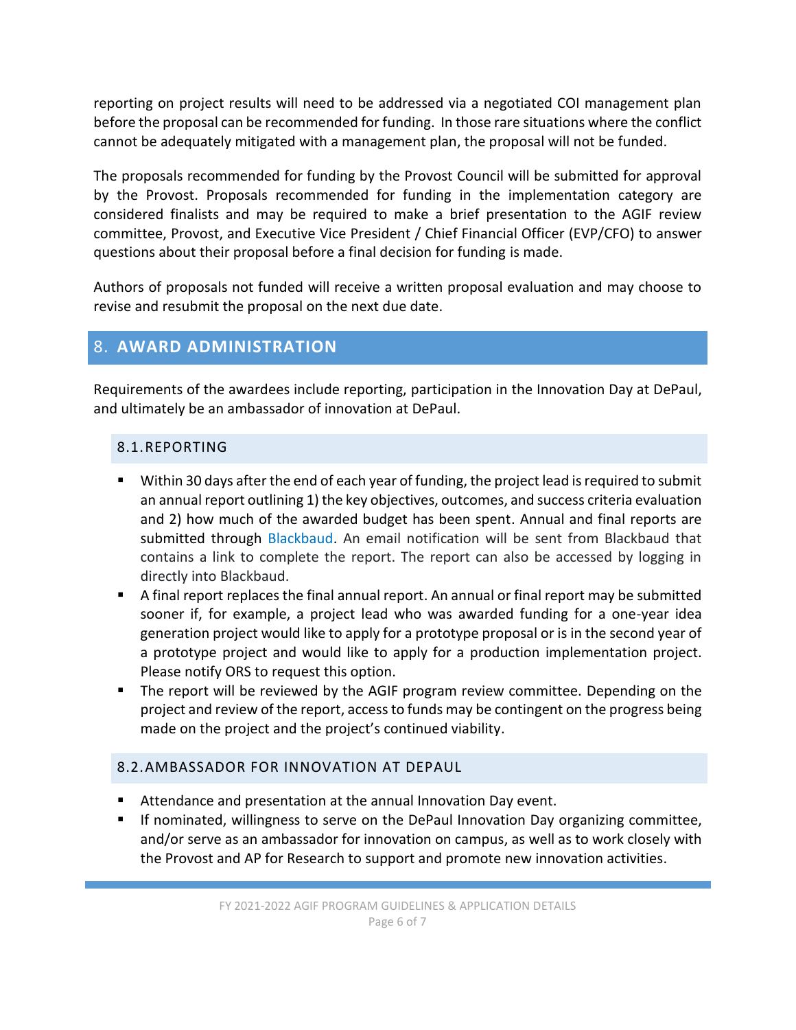reporting on project results will need to be addressed via a negotiated COI management plan before the proposal can be recommended for funding. In those rare situations where the conflict cannot be adequately mitigated with a management plan, the proposal will not be funded.

The proposals recommended for funding by the Provost Council will be submitted for approval by the Provost. Proposals recommended for funding in the implementation category are considered finalists and may be required to make a brief presentation to the AGIF review committee, Provost, and Executive Vice President / Chief Financial Officer (EVP/CFO) to answer questions about their proposal before a final decision for funding is made.

Authors of proposals not funded will receive a written proposal evaluation and may choose to revise and resubmit the proposal on the next due date.

## 8. AWARD ADMINISTRATION

Requirements of the awardees include reporting, participation in the Innovation Day at DePaul, and ultimately be an ambassador of innovation at DePaul.

### 8.1. REPORTING

- Within 30 days after the end of each year of funding, the project lead is required to submit an annual report outlining 1) the key objectives, outcomes, and success criteria evaluation and 2) how much of the awarded budget has been spent. Annual and final reports are submitted through Blackbaud. An email notification will be sent from Blackbaud that contains a link to complete the report. The report can also be accessed by logging in directly into Blackbaud.
- A final report replaces the final annual report. An annual or final report may be submitted sooner if, for example, a project lead who was awarded funding for a one-year idea generation project would like to apply for a prototype proposal or is in the second year of a prototype project and would like to apply for a production implementation project. Please notify ORS to request this option.
- The report will be reviewed by the AGIF program review committee. Depending on the project and review of the report, access to funds may be contingent on the progress being made on the project and the project's continued viability.

### 8.2. AMBASSADOR FOR INNOVATION AT DEPAUL

- Attendance and presentation at the annual Innovation Day event.
- If nominated, willingness to serve on the DePaul Innovation Day organizing committee, and/or serve as an ambassador for innovation on campus, as well as to work closely with the Provost and AP for Research to support and promote new innovation activities.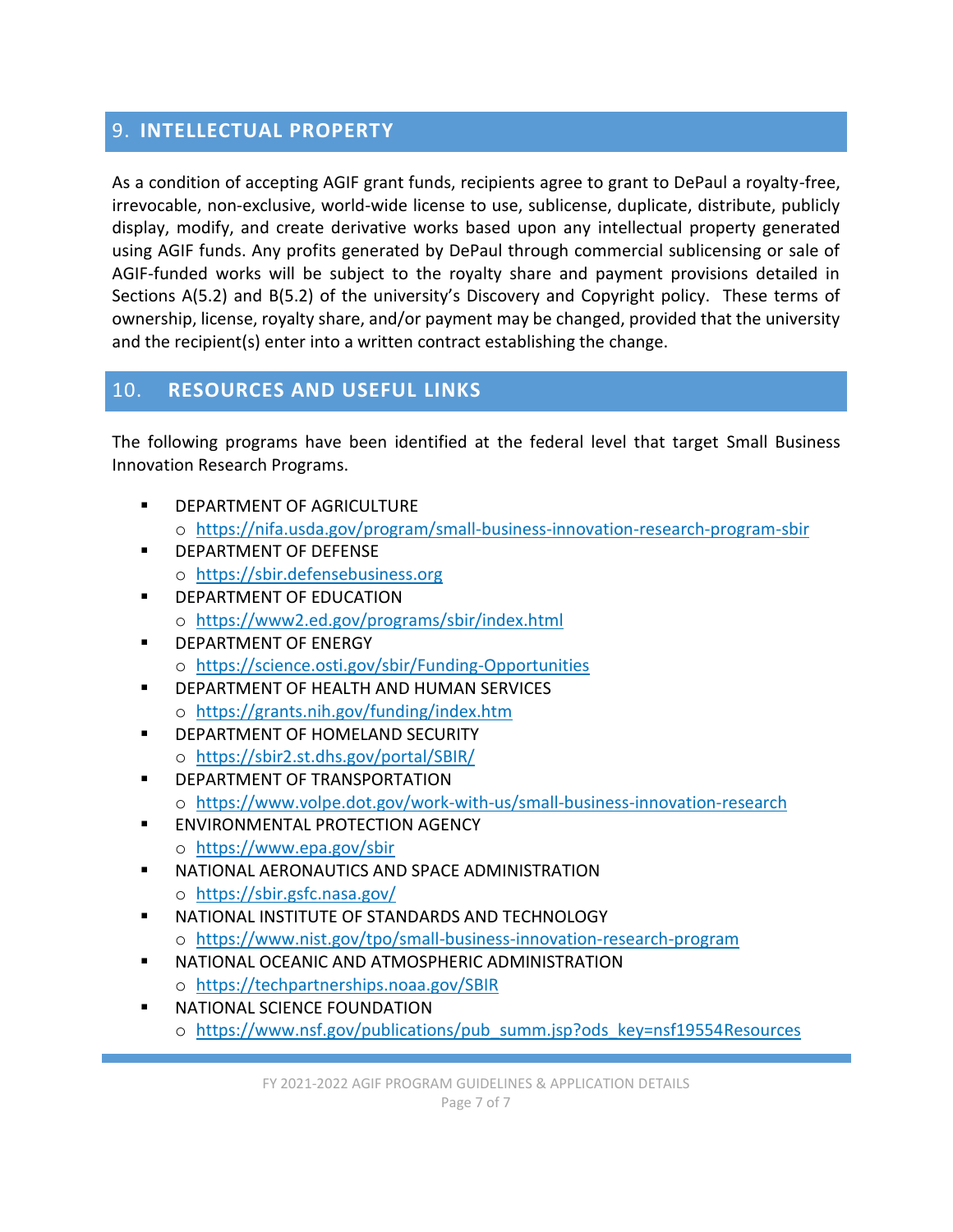## 9. INTELLECTUAL PROPERTY

As a condition of accepting AGIF grant funds, recipients agree to grant to DePaul a royalty-free, irrevocable, non-exclusive, world-wide license to use, sublicense, duplicate, distribute, publicly display, modify, and create derivative works based upon any intellectual property generated using AGIF funds. Any profits generated by DePaul through commercial sublicensing or sale of AGIF-funded works will be subject to the royalty share and payment provisions detailed in Sections A(5.2) and B(5.2) of the university's Discovery and Copyright policy. These terms of ownership, license, royalty share, and/or payment may be changed, provided that the university and the recipient(s) enter into a written contract establishing the change.

## 10. RESOURCES AND USEFUL LINKS

The following programs have been identified at the federal level that target Small Business Innovation Research Programs.

- DEPARTMENT OF AGRICULTURE
  - https://nifa.usda.gov/program/small-business-innovation-research-program-sbir
- DEPARTMENT OF DEFENSE
  - https://sbir.defensebusiness.org
- DEPARTMENT OF EDUCATION
  - https://www2.ed.gov/programs/sbir/index.html
- DEPARTMENT OF ENERGY
  - https://science.osti.gov/sbir/Funding-Opportunities
- DEPARTMENT OF HEALTH AND HUMAN SERVICES
  - https://grants.nih.gov/funding/index.htm
- DEPARTMENT OF HOMELAND SECURITY
  - https://sbir2.st.dhs.gov/portal/SBIR/
- DEPARTMENT OF TRANSPORTATION
  - https://www.volpe.dot.gov/work-with-us/small-business-innovation-research
- ENVIRONMENTAL PROTECTION AGENCY
  - https://www.epa.gov/sbir
- NATIONAL AERONAUTICS AND SPACE ADMINISTRATION
  - https://sbir.gsfc.nasa.gov/
- NATIONAL INSTITUTE OF STANDARDS AND TECHNOLOGY
  - https://www.nist.gov/tpo/small-business-innovation-research-program
- NATIONAL OCEANIC AND ATMOSPHERIC ADMINISTRATION
  - https://techpartnerships.noaa.gov/SBIR
- NATIONAL SCIENCE FOUNDATION
  - https://www.nsf.gov/publications/pub_summ.jsp?ods_key=nsf19554Resources